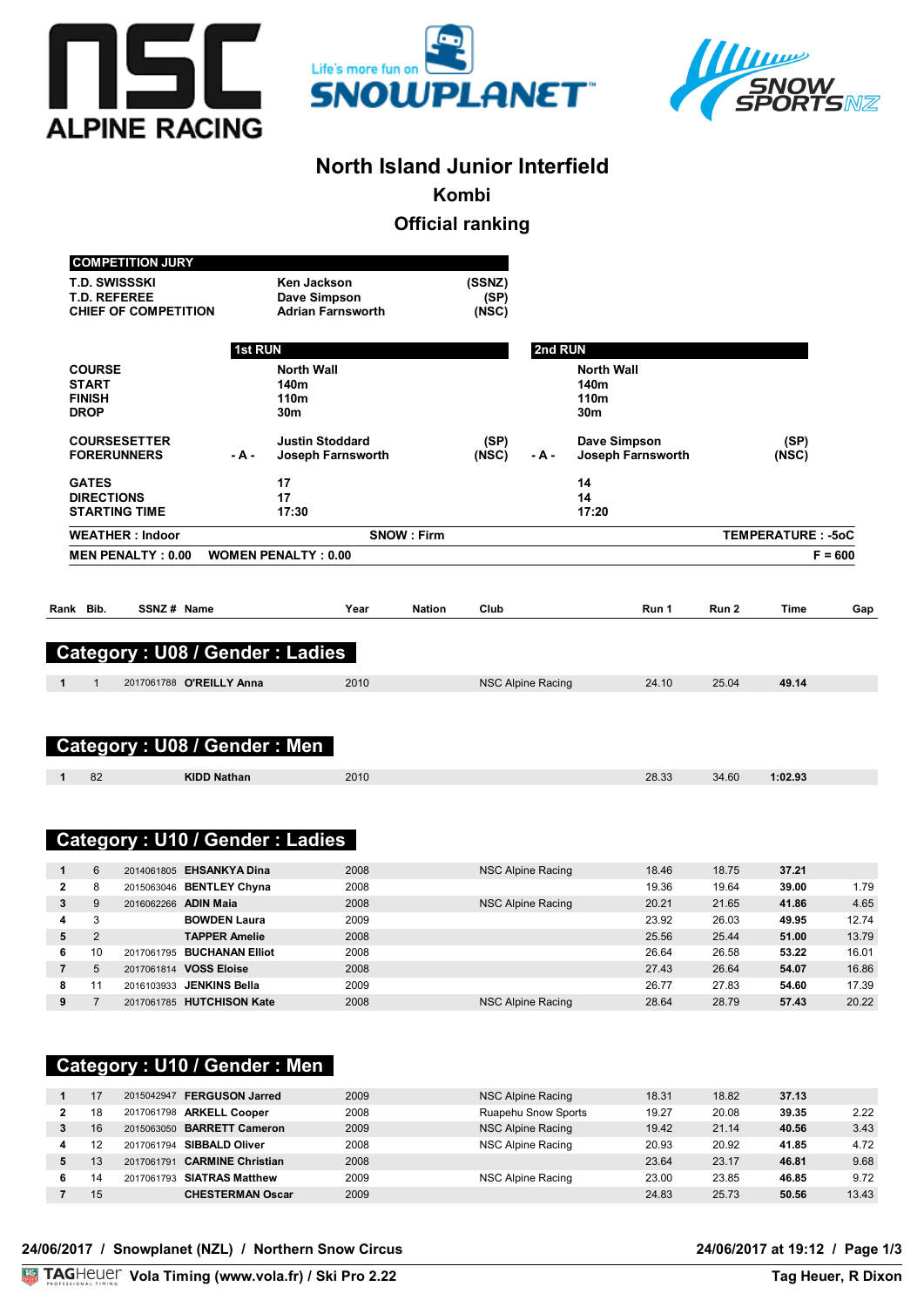ALPINE RACING

Life's more fun on SNOWPLANET

SNOW SPORTS NZ

# North Island Junior Interfield

## Kombi

## Official ranking

| COMPETITION JURY | | |
|---|---|---|
| T.D. SWISSSKI | Ken Jackson | (SSNZ) |
| T.D. REFEREE | Dave Simpson | (SP) |
| CHIEF OF COMPETITION | Adrian Farnsworth | (NSC) |

| | | 1st RUN | | | 2nd RUN | |
|---|---|---|---|---|---|---|
| COURSE | | North Wall | | | North Wall | |
| START | | 140m | | | 140m | |
| FINISH | | 110m | | | 110m | |
| DROP | | 30m | | | 30m | |
| COURSESETTER | | Justin Stoddard | (SP) | | Dave Simpson | (SP) |
| FORERUNNERS | - A - | Joseph Farnsworth | (NSC) | - A - | Joseph Farnsworth | (NSC) |
| GATES | | 17 | | | 14 | |
| DIRECTIONS | | 17 | | | 14 | |
| STARTING TIME | | 17:30 | | | 17:20 | |

WEATHER : Indoor  SNOW : Firm  TEMPERATURE : -5oC

MEN PENALTY : 0.00  WOMEN PENALTY : 0.00  F = 600

### Category : U08 / Gender : Ladies

| Rank | Bib. | SSNZ # | Name | Year | Nation | Club | Run 1 | Run 2 | Time | Gap |
|---|---|---|---|---|---|---|---|---|---|---|
| 1 | 1 | 2017061788 | O'REILLY Anna | 2010 | | NSC Alpine Racing | 24.10 | 25.04 | 49.14 | |

### Category : U08 / Gender : Men

| Rank | Bib. | SSNZ # | Name | Year | Nation | Club | Run 1 | Run 2 | Time | Gap |
|---|---|---|---|---|---|---|---|---|---|---|
| 1 | 82 | | KIDD Nathan | 2010 | | | 28.33 | 34.60 | 1:02.93 | |

### Category : U10 / Gender : Ladies

| Rank | Bib. | SSNZ # | Name | Year | Nation | Club | Run 1 | Run 2 | Time | Gap |
|---|---|---|---|---|---|---|---|---|---|---|
| 1 | 6 | 2014061805 | EHSANKYA Dina | 2008 | | NSC Alpine Racing | 18.46 | 18.75 | 37.21 | |
| 2 | 8 | 2015063046 | BENTLEY Chyna | 2008 | | | 19.36 | 19.64 | 39.00 | 1.79 |
| 3 | 9 | 2016062266 | ADIN Maia | 2008 | | NSC Alpine Racing | 20.21 | 21.65 | 41.86 | 4.65 |
| 4 | 3 | | BOWDEN Laura | 2009 | | | 23.92 | 26.03 | 49.95 | 12.74 |
| 5 | 2 | | TAPPER Amelie | 2008 | | | 25.56 | 25.44 | 51.00 | 13.79 |
| 6 | 10 | 2017061795 | BUCHANAN Elliot | 2008 | | | 26.64 | 26.58 | 53.22 | 16.01 |
| 7 | 5 | 2017061814 | VOSS Eloise | 2008 | | | 27.43 | 26.64 | 54.07 | 16.86 |
| 8 | 11 | 2016103933 | JENKINS Bella | 2009 | | | 26.77 | 27.83 | 54.60 | 17.39 |
| 9 | 7 | 2017061785 | HUTCHISON Kate | 2008 | | NSC Alpine Racing | 28.64 | 28.79 | 57.43 | 20.22 |

### Category : U10 / Gender : Men

| Rank | Bib. | SSNZ # | Name | Year | Nation | Club | Run 1 | Run 2 | Time | Gap |
|---|---|---|---|---|---|---|---|---|---|---|
| 1 | 17 | 2015042947 | FERGUSON Jarred | 2009 | | NSC Alpine Racing | 18.31 | 18.82 | 37.13 | |
| 2 | 18 | 2017061798 | ARKELL Cooper | 2008 | | Ruapehu Snow Sports | 19.27 | 20.08 | 39.35 | 2.22 |
| 3 | 16 | 2015063050 | BARRETT Cameron | 2009 | | NSC Alpine Racing | 19.42 | 21.14 | 40.56 | 3.43 |
| 4 | 12 | 2017061794 | SIBBALD Oliver | 2008 | | NSC Alpine Racing | 20.93 | 20.92 | 41.85 | 4.72 |
| 5 | 13 | 2017061791 | CARMINE Christian | 2008 | | | 23.64 | 23.17 | 46.81 | 9.68 |
| 6 | 14 | 2017061793 | SIATRAS Matthew | 2009 | | NSC Alpine Racing | 23.00 | 23.85 | 46.85 | 9.72 |
| 7 | 15 | | CHESTERMAN Oscar | 2009 | | | 24.83 | 25.73 | 50.56 | 13.43 |

24/06/2017 / Snowplanet (NZL) / Northern Snow Circus  24/06/2017 at 19:12

TAGHeuer Vola Timing (www.vola.fr) / Ski Pro 2.22  Tag Heuer, R Dixon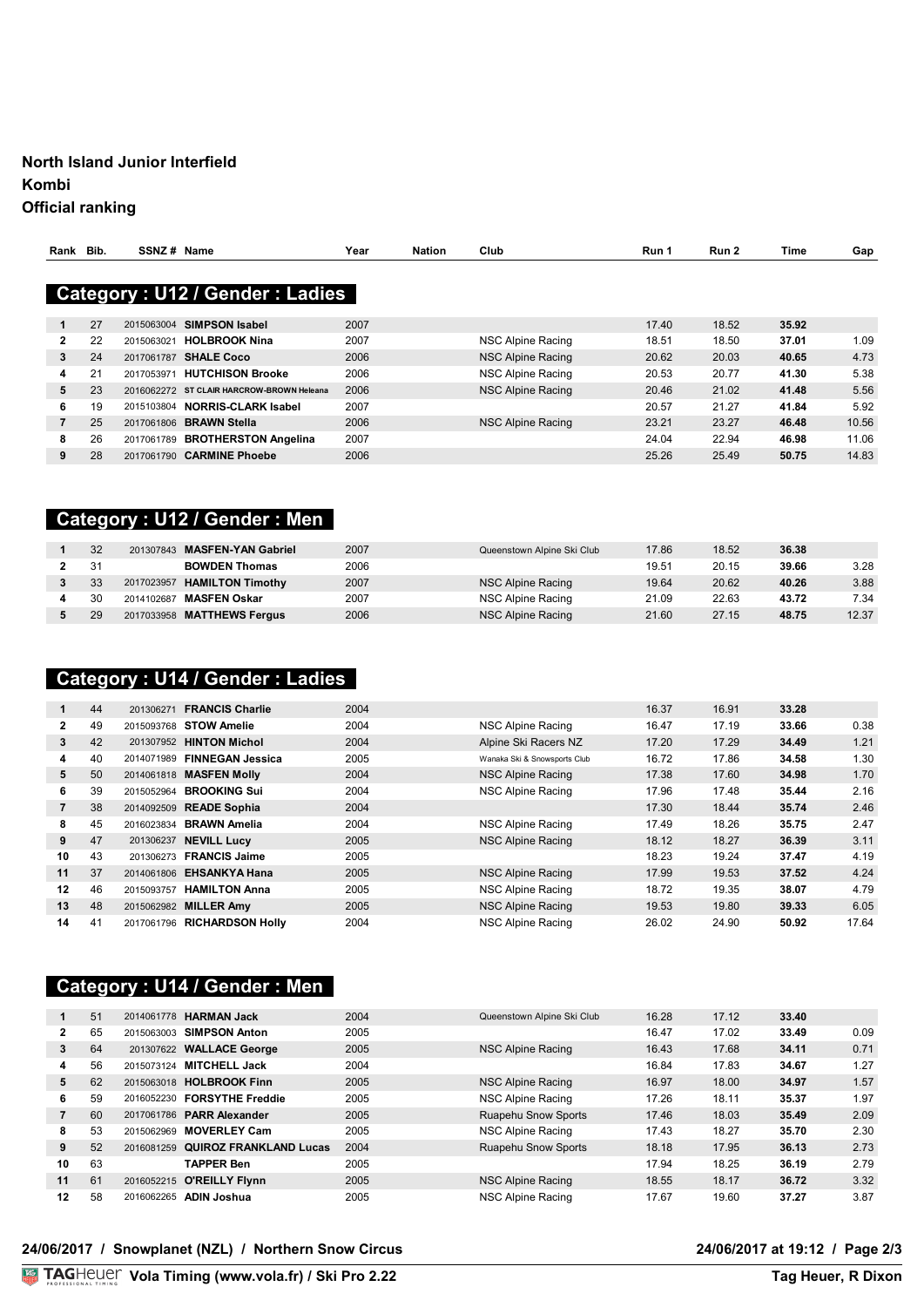**North Island Junior Interfield**

**Kombi**

**Official ranking**

## Category : U12 / Gender : Ladies

| Rank | Bib. | SSNZ # | Name | Year | Nation | Club | Run 1 | Run 2 | Time | Gap |
|---|---|---|---|---|---|---|---|---|---|---|
| 1 | 27 | 2015063004 | **SIMPSON Isabel** | 2007 | | | 17.40 | 18.52 | **35.92** | |
| 2 | 22 | 2015063021 | **HOLBROOK Nina** | 2007 | | NSC Alpine Racing | 18.51 | 18.50 | **37.01** | 1.09 |
| 3 | 24 | 2017061787 | **SHALE Coco** | 2006 | | NSC Alpine Racing | 20.62 | 20.03 | **40.65** | 4.73 |
| 4 | 21 | 2017053971 | **HUTCHISON Brooke** | 2006 | | NSC Alpine Racing | 20.53 | 20.77 | **41.30** | 5.38 |
| 5 | 23 | 2016062272 | **ST CLAIR HARCROW-BROWN Heleana** | 2006 | | NSC Alpine Racing | 20.46 | 21.02 | **41.48** | 5.56 |
| 6 | 19 | 2015103804 | **NORRIS-CLARK Isabel** | 2007 | | | 20.57 | 21.27 | **41.84** | 5.92 |
| 7 | 25 | 2017061806 | **BRAWN Stella** | 2006 | | NSC Alpine Racing | 23.21 | 23.27 | **46.48** | 10.56 |
| 8 | 26 | 2017061789 | **BROTHERSTON Angelina** | 2007 | | | 24.04 | 22.94 | **46.98** | 11.06 |
| 9 | 28 | 2017061790 | **CARMINE Phoebe** | 2006 | | | 25.26 | 25.49 | **50.75** | 14.83 |

## Category : U12 / Gender : Men

| Rank | Bib. | SSNZ # | Name | Year | Nation | Club | Run 1 | Run 2 | Time | Gap |
|---|---|---|---|---|---|---|---|---|---|---|
| 1 | 32 | 201307843 | **MASFEN-YAN Gabriel** | 2007 | | Queenstown Alpine Ski Club | 17.86 | 18.52 | **36.38** | |
| 2 | 31 | | **BOWDEN Thomas** | 2006 | | | 19.51 | 20.15 | **39.66** | 3.28 |
| 3 | 33 | 2017023957 | **HAMILTON Timothy** | 2007 | | NSC Alpine Racing | 19.64 | 20.62 | **40.26** | 3.88 |
| 4 | 30 | 2014102687 | **MASFEN Oskar** | 2007 | | NSC Alpine Racing | 21.09 | 22.63 | **43.72** | 7.34 |
| 5 | 29 | 2017033958 | **MATTHEWS Fergus** | 2006 | | NSC Alpine Racing | 21.60 | 27.15 | **48.75** | 12.37 |

## Category : U14 / Gender : Ladies

| Rank | Bib. | SSNZ # | Name | Year | Nation | Club | Run 1 | Run 2 | Time | Gap |
|---|---|---|---|---|---|---|---|---|---|---|
| 1 | 44 | 201306271 | **FRANCIS Charlie** | 2004 | | | 16.37 | 16.91 | **33.28** | |
| 2 | 49 | 2015093768 | **STOW Amelie** | 2004 | | NSC Alpine Racing | 16.47 | 17.19 | **33.66** | 0.38 |
| 3 | 42 | 201307952 | **HINTON Michol** | 2004 | | Alpine Ski Racers NZ | 17.20 | 17.29 | **34.49** | 1.21 |
| 4 | 40 | 2014071989 | **FINNEGAN Jessica** | 2005 | | Wanaka Ski & Snowsports Club | 16.72 | 17.86 | **34.58** | 1.30 |
| 5 | 50 | 2014061818 | **MASFEN Molly** | 2004 | | NSC Alpine Racing | 17.38 | 17.60 | **34.98** | 1.70 |
| 6 | 39 | 2015052964 | **BROOKING Sui** | 2004 | | NSC Alpine Racing | 17.96 | 17.48 | **35.44** | 2.16 |
| 7 | 38 | 2014092509 | **READE Sophia** | 2004 | | | 17.30 | 18.44 | **35.74** | 2.46 |
| 8 | 45 | 2016023834 | **BRAWN Amelia** | 2004 | | NSC Alpine Racing | 17.49 | 18.26 | **35.75** | 2.47 |
| 9 | 47 | 201306237 | **NEVILL Lucy** | 2005 | | NSC Alpine Racing | 18.12 | 18.27 | **36.39** | 3.11 |
| 10 | 43 | 201306273 | **FRANCIS Jaime** | 2005 | | | 18.23 | 19.24 | **37.47** | 4.19 |
| 11 | 37 | 2014061806 | **EHSANKYA Hana** | 2005 | | NSC Alpine Racing | 17.99 | 19.53 | **37.52** | 4.24 |
| 12 | 46 | 2015093757 | **HAMILTON Anna** | 2005 | | NSC Alpine Racing | 18.72 | 19.35 | **38.07** | 4.79 |
| 13 | 48 | 2015062982 | **MILLER Amy** | 2005 | | NSC Alpine Racing | 19.53 | 19.80 | **39.33** | 6.05 |
| 14 | 41 | 2017061796 | **RICHARDSON Holly** | 2004 | | NSC Alpine Racing | 26.02 | 24.90 | **50.92** | 17.64 |

## Category : U14 / Gender : Men

| Rank | Bib. | SSNZ # | Name | Year | Nation | Club | Run 1 | Run 2 | Time | Gap |
|---|---|---|---|---|---|---|---|---|---|---|
| 1 | 51 | 2014061778 | **HARMAN Jack** | 2004 | | Queenstown Alpine Ski Club | 16.28 | 17.12 | **33.40** | |
| 2 | 65 | 2015063003 | **SIMPSON Anton** | 2005 | | | 16.47 | 17.02 | **33.49** | 0.09 |
| 3 | 64 | 201307622 | **WALLACE George** | 2005 | | NSC Alpine Racing | 16.43 | 17.68 | **34.11** | 0.71 |
| 4 | 56 | 2015073124 | **MITCHELL Jack** | 2004 | | | 16.84 | 17.83 | **34.67** | 1.27 |
| 5 | 62 | 2015063018 | **HOLBROOK Finn** | 2005 | | NSC Alpine Racing | 16.97 | 18.00 | **34.97** | 1.57 |
| 6 | 59 | 2016052230 | **FORSYTHE Freddie** | 2005 | | NSC Alpine Racing | 17.26 | 18.11 | **35.37** | 1.97 |
| 7 | 60 | 2017061786 | **PARR Alexander** | 2005 | | Ruapehu Snow Sports | 17.46 | 18.03 | **35.49** | 2.09 |
| 8 | 53 | 2015062969 | **MOVERLEY Cam** | 2005 | | NSC Alpine Racing | 17.43 | 18.27 | **35.70** | 2.30 |
| 9 | 52 | 2016081259 | **QUIROZ FRANKLAND Lucas** | 2004 | | Ruapehu Snow Sports | 18.18 | 17.95 | **36.13** | 2.73 |
| 10 | 63 | | **TAPPER Ben** | 2005 | | | 17.94 | 18.25 | **36.19** | 2.79 |
| 11 | 61 | 2016052215 | **O'REILLY Flynn** | 2005 | | NSC Alpine Racing | 18.55 | 18.17 | **36.72** | 3.32 |
| 12 | 58 | 2016062265 | **ADIN Joshua** | 2005 | | NSC Alpine Racing | 17.67 | 19.60 | **37.27** | 3.87 |

**24/06/2017 / Snowplanet (NZL) / Northern Snow Circus**

**Vola Timing (www.vola.fr) / Ski Pro 2.22** **Tag Heuer, R Dixon**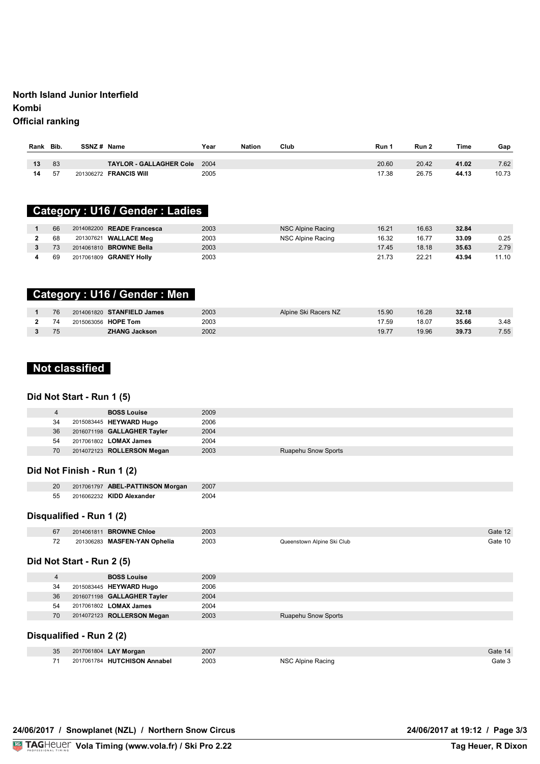**North Island Junior Interfield**

**Kombi**

**Official ranking**

| Rank | Bib. | SSNZ # | Name | Year | Nation | Club | Run 1 | Run 2 | Time | Gap |
|---|---|---|---|---|---|---|---|---|---|---|
| 13 | 83 | | **TAYLOR - GALLAGHER Cole** | 2004 | | | 20.60 | 20.42 | **41.02** | 7.62 |
| 14 | 57 | 201306272 | **FRANCIS Will** | 2005 | | | 17.38 | 26.75 | **44.13** | 10.73 |

## Category : U16 / Gender : Ladies

| Rank | Bib. | SSNZ # | Name | Year | Nation | Club | Run 1 | Run 2 | Time | Gap |
|---|---|---|---|---|---|---|---|---|---|---|
| 1 | 66 | 2014082200 | **READE Francesca** | 2003 | | NSC Alpine Racing | 16.21 | 16.63 | **32.84** | |
| 2 | 68 | 201307621 | **WALLACE Meg** | 2003 | | NSC Alpine Racing | 16.32 | 16.77 | **33.09** | 0.25 |
| 3 | 73 | 2014061810 | **BROWNE Bella** | 2003 | | | 17.45 | 18.18 | **35.63** | 2.79 |
| 4 | 69 | 2017061809 | **GRANEY Holly** | 2003 | | | 21.73 | 22.21 | **43.94** | 11.10 |

## Category : U16 / Gender : Men

| Rank | Bib. | SSNZ # | Name | Year | Nation | Club | Run 1 | Run 2 | Time | Gap |
|---|---|---|---|---|---|---|---|---|---|---|
| 1 | 76 | 2014061820 | **STANFIELD James** | 2003 | | Alpine Ski Racers NZ | 15.90 | 16.28 | **32.18** | |
| 2 | 74 | 2015063056 | **HOPE Tom** | 2003 | | | 17.59 | 18.07 | **35.66** | 3.48 |
| 3 | 75 | | **ZHANG Jackson** | 2002 | | | 19.77 | 19.96 | **39.73** | 7.55 |

## Not classified

### Did Not Start - Run 1 (5)

| Bib. | SSNZ # | Name | Year | Club |
|---|---|---|---|---|
| 4 | | **BOSS Louise** | 2009 | |
| 34 | 2015083445 | **HEYWARD Hugo** | 2006 | |
| 36 | 2016071198 | **GALLAGHER Tayler** | 2004 | |
| 54 | 2017061802 | **LOMAX James** | 2004 | |
| 70 | 2014072123 | **ROLLERSON Megan** | 2003 | Ruapehu Snow Sports |

### Did Not Finish - Run 1 (2)

| Bib. | SSNZ # | Name | Year |
|---|---|---|---|
| 20 | 2017061797 | **ABEL-PATTINSON Morgan** | 2007 |
| 55 | 2016062232 | **KIDD Alexander** | 2004 |

### Disqualified - Run 1 (2)

| Bib. | SSNZ # | Name | Year | Club | Gate |
|---|---|---|---|---|---|
| 67 | 2014061811 | **BROWNE Chloe** | 2003 | | Gate 12 |
| 72 | 201306283 | **MASFEN-YAN Ophelia** | 2003 | Queenstown Alpine Ski Club | Gate 10 |

### Did Not Start - Run 2 (5)

| Bib. | SSNZ # | Name | Year | Club |
|---|---|---|---|---|
| 4 | | **BOSS Louise** | 2009 | |
| 34 | 2015083445 | **HEYWARD Hugo** | 2006 | |
| 36 | 2016071198 | **GALLAGHER Tayler** | 2004 | |
| 54 | 2017061802 | **LOMAX James** | 2004 | |
| 70 | 2014072123 | **ROLLERSON Megan** | 2003 | Ruapehu Snow Sports |

### Disqualified - Run 2 (2)

| Bib. | SSNZ # | Name | Year | Club | Gate |
|---|---|---|---|---|---|
| 35 | 2017061804 | **LAY Morgan** | 2007 | | Gate 14 |
| 71 | 2017061784 | **HUTCHISON Annabel** | 2003 | NSC Alpine Racing | Gate 3 |

**24/06/2017 / Snowplanet (NZL) / Northern Snow Circus** — **24/06/2017 at 19:12**

**Vola Timing (www.vola.fr) / Ski Pro 2.22** — **Tag Heuer, R Dixon**